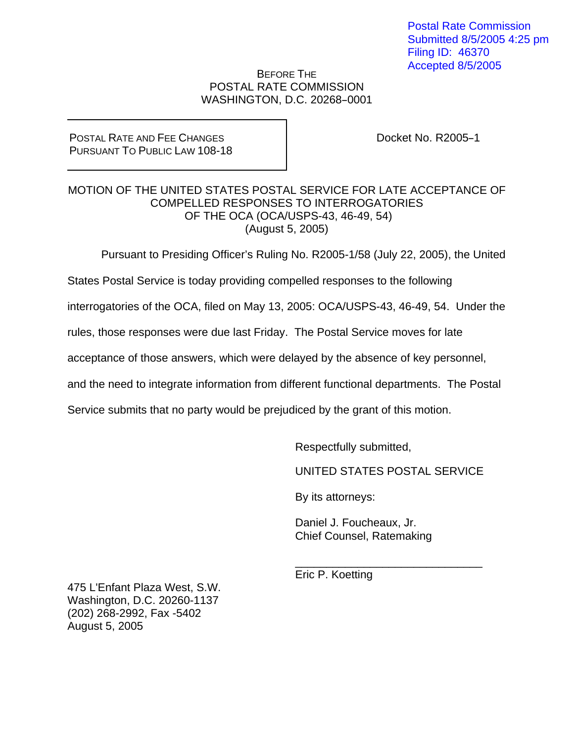Postal Rate Commission
Submitted 8/5/2005 4:25 pm
Filing ID: 46370
Accepted 8/5/2005

BEFORE THE
POSTAL RATE COMMISSION
WASHINGTON, D.C. 20268–0001

| POSTAL RATE AND FEE CHANGES PURSUANT TO PUBLIC LAW 108-18 | Docket No. R2005–1 |
| --- | --- |

MOTION OF THE UNITED STATES POSTAL SERVICE FOR LATE ACCEPTANCE OF COMPELLED RESPONSES TO INTERROGATORIES OF THE OCA (OCA/USPS-43, 46-49, 54)
(August 5, 2005)

Pursuant to Presiding Officer's Ruling No. R2005-1/58 (July 22, 2005), the United States Postal Service is today providing compelled responses to the following interrogatories of the OCA, filed on May 13, 2005: OCA/USPS-43, 46-49, 54. Under the rules, those responses were due last Friday. The Postal Service moves for late acceptance of those answers, which were delayed by the absence of key personnel, and the need to integrate information from different functional departments. The Postal Service submits that no party would be prejudiced by the grant of this motion.

Respectfully submitted,

UNITED STATES POSTAL SERVICE

By its attorneys:

Daniel J. Foucheaux, Jr.
Chief Counsel, Ratemaking

_______________________________
Eric P. Koetting

475 L'Enfant Plaza West, S.W.
Washington, D.C. 20260-1137
(202) 268-2992, Fax -5402
August 5, 2005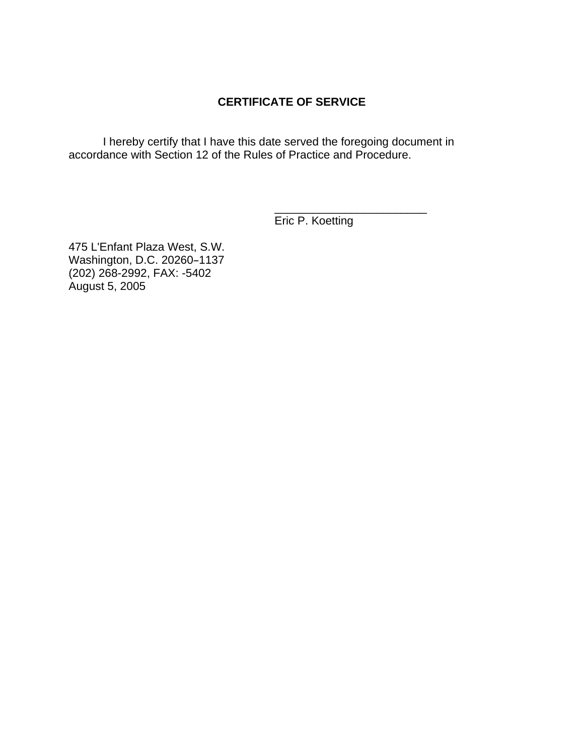## CERTIFICATE OF SERVICE

I hereby certify that I have this date served the foregoing document in accordance with Section 12 of the Rules of Practice and Procedure.

________________________
Eric P. Koetting

475 L'Enfant Plaza West, S.W.
Washington, D.C. 20260–1137
(202) 268-2992, FAX: -5402
August 5, 2005